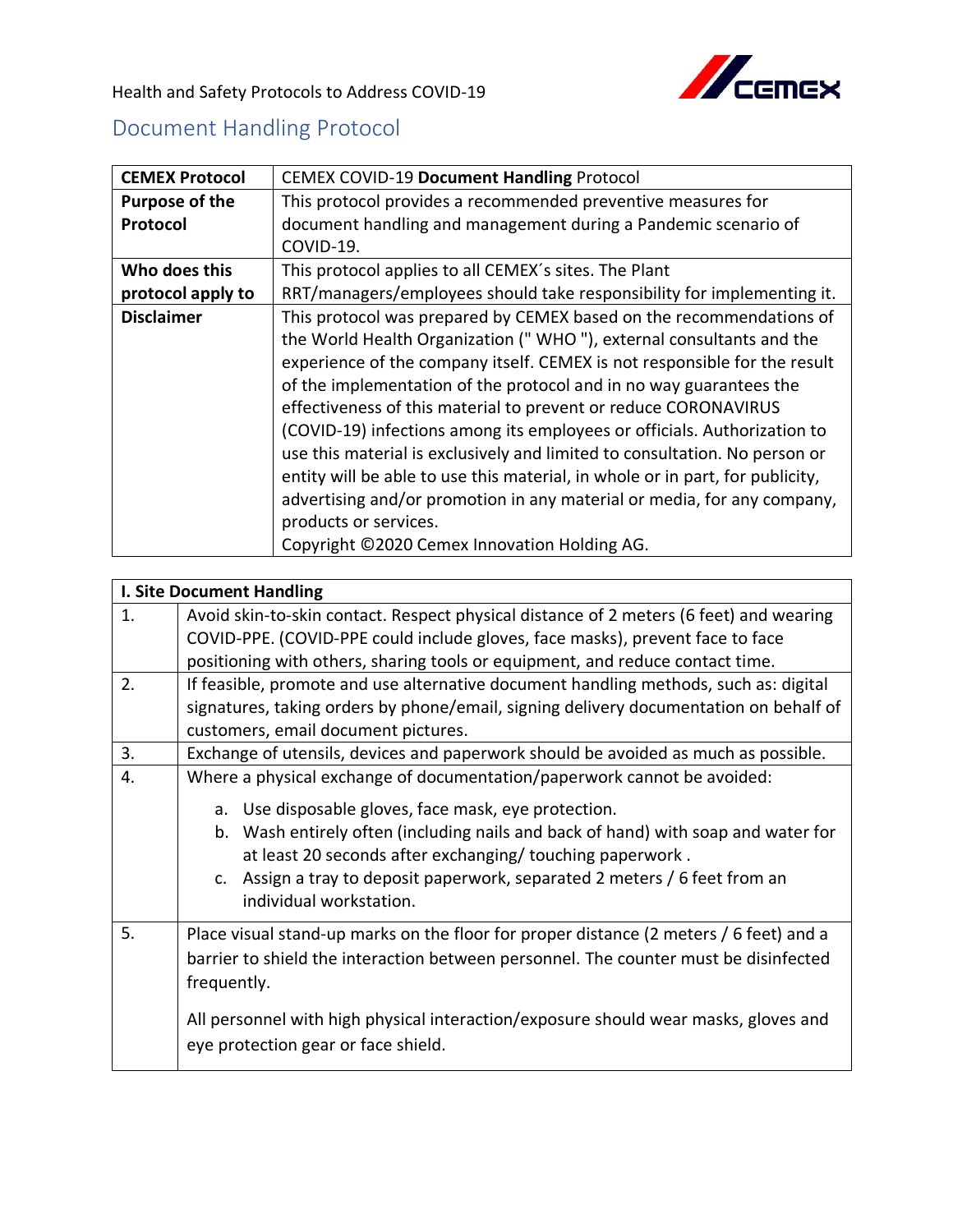Health and Safety Protocols to Address COVID-19

## Document Handling Protocol

| **CEMEX Protocol** | CEMEX COVID-19 **Document Handling** Protocol |
|---|---|
| **Purpose of the Protocol** | This protocol provides a recommended preventive measures for document handling and management during a Pandemic scenario of COVID-19. |
| **Who does this protocol apply to** | This protocol applies to all CEMEX´s sites. The Plant RRT/managers/employees should take responsibility for implementing it. |
| **Disclaimer** | This protocol was prepared by CEMEX based on the recommendations of the World Health Organization (" WHO "), external consultants and the experience of the company itself. CEMEX is not responsible for the result of the implementation of the protocol and in no way guarantees the effectiveness of this material to prevent or reduce CORONAVIRUS (COVID-19) infections among its employees or officials. Authorization to use this material is exclusively and limited to consultation. No person or entity will be able to use this material, in whole or in part, for publicity, advertising and/or promotion in any material or media, for any company, products or services.<br>Copyright ©2020 Cemex Innovation Holding AG. |

| **I. Site Document Handling** | |
|---|---|
| 1. | Avoid skin-to-skin contact. Respect physical distance of 2 meters (6 feet) and wearing COVID-PPE. (COVID-PPE could include gloves, face masks), prevent face to face positioning with others, sharing tools or equipment, and reduce contact time. |
| 2. | If feasible, promote and use alternative document handling methods, such as: digital signatures, taking orders by phone/email, signing delivery documentation on behalf of customers, email document pictures. |
| 3. | Exchange of utensils, devices and paperwork should be avoided as much as possible. |
| 4. | Where a physical exchange of documentation/paperwork cannot be avoided:<br>a. Use disposable gloves, face mask, eye protection.<br>b. Wash entirely often (including nails and back of hand) with soap and water for at least 20 seconds after exchanging/ touching paperwork .<br>c. Assign a tray to deposit paperwork, separated 2 meters / 6 feet from an individual workstation. |
| 5. | Place visual stand-up marks on the floor for proper distance (2 meters / 6 feet) and a barrier to shield the interaction between personnel. The counter must be disinfected frequently.<br><br>All personnel with high physical interaction/exposure should wear masks, gloves and eye protection gear or face shield. |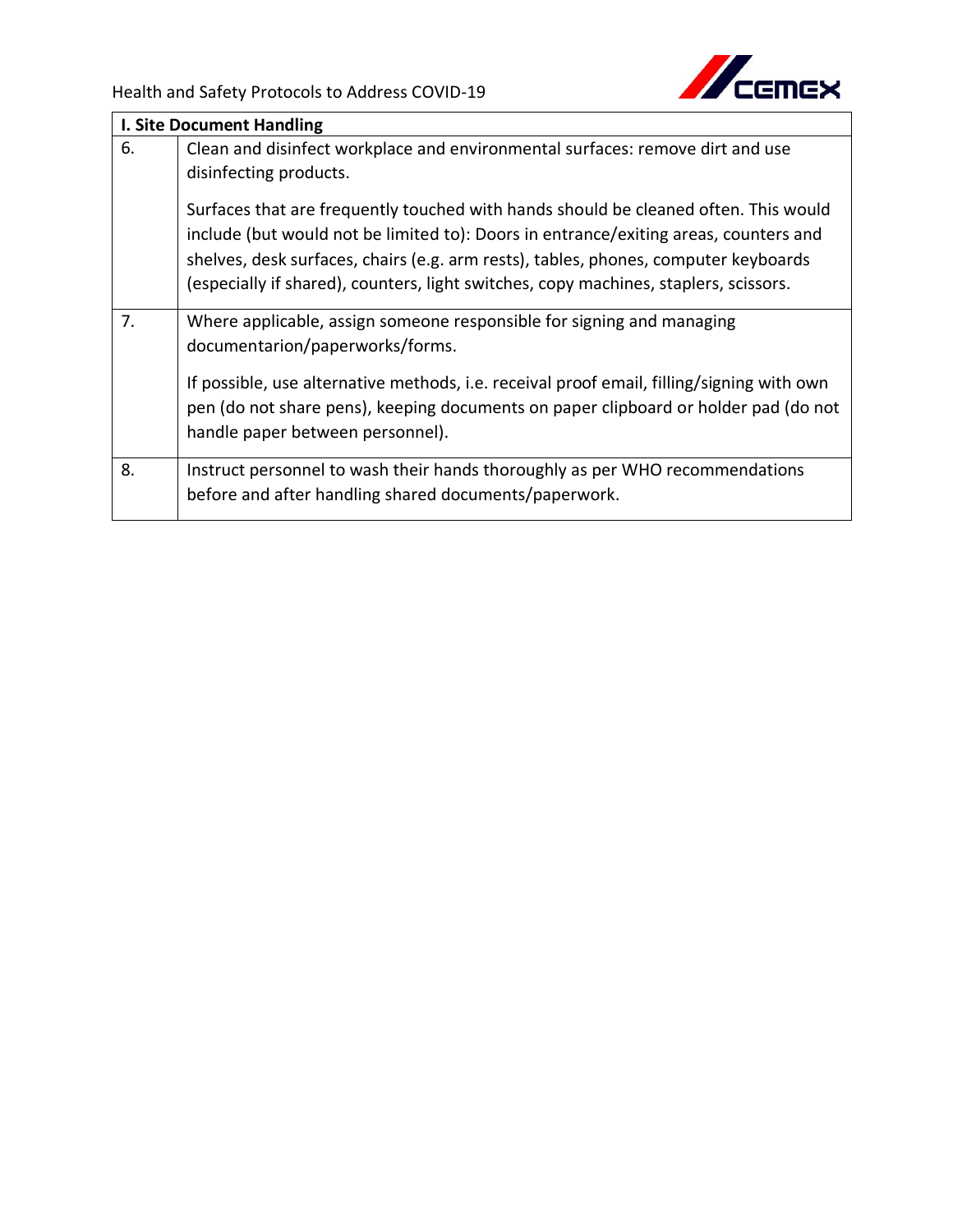| I. Site Document Handling | |
|---|---|
| 6. | Clean and disinfect workplace and environmental surfaces: remove dirt and use disinfecting products.<br><br>Surfaces that are frequently touched with hands should be cleaned often. This would include (but would not be limited to): Doors in entrance/exiting areas, counters and shelves, desk surfaces, chairs (e.g. arm rests), tables, phones, computer keyboards (especially if shared), counters, light switches, copy machines, staplers, scissors. |
| 7. | Where applicable, assign someone responsible for signing and managing documentarion/paperworks/forms.<br><br>If possible, use alternative methods, i.e. receival proof email, filling/signing with own pen (do not share pens), keeping documents on paper clipboard or holder pad (do not handle paper between personnel). |
| 8. | Instruct personnel to wash their hands thoroughly as per WHO recommendations before and after handling shared documents/paperwork. |